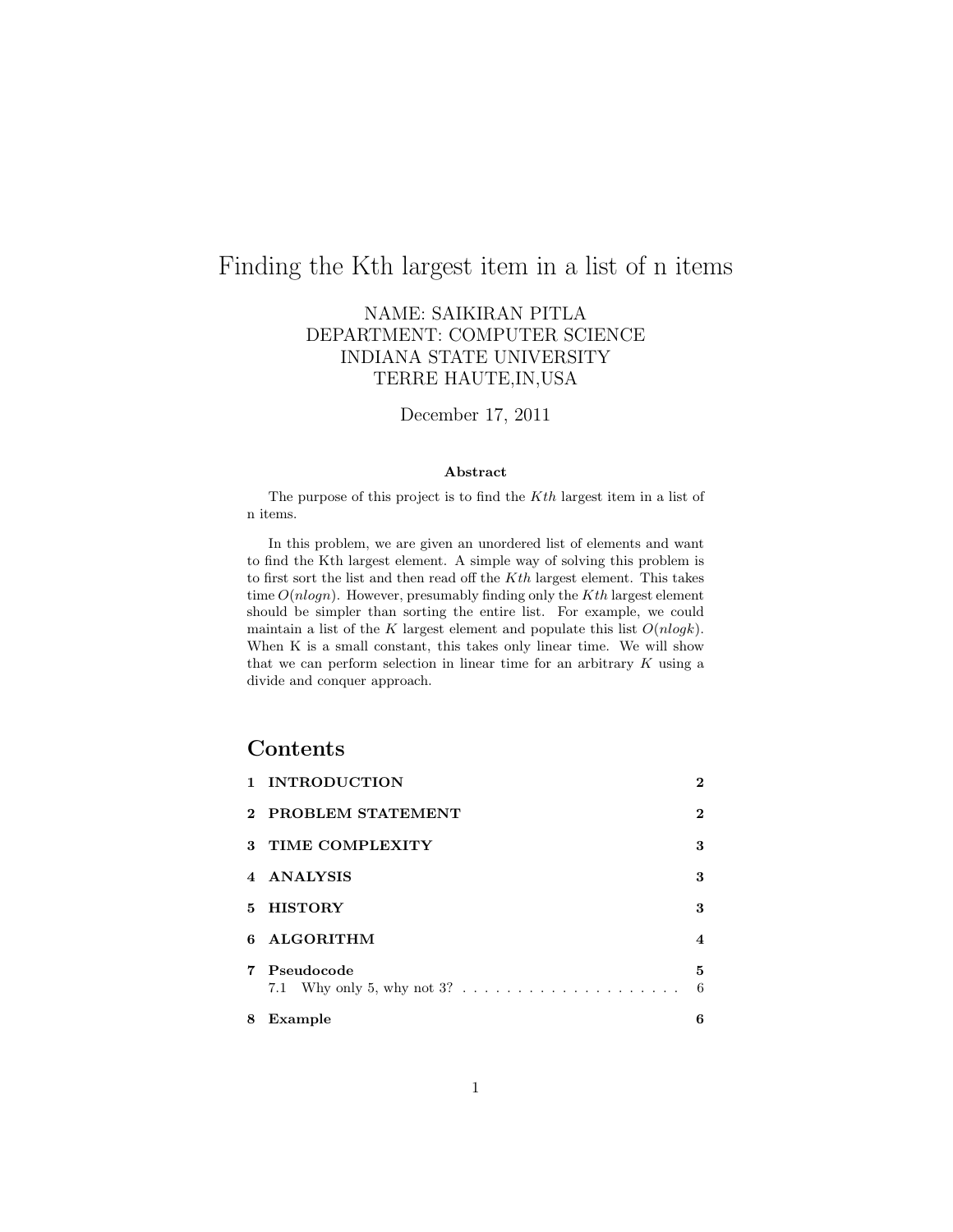# Finding the Kth largest item in a list of n items

NAME: SAIKIRAN PITLA
DEPARTMENT: COMPUTER SCIENCE
INDIANA STATE UNIVERSITY
TERRE HAUTE,IN,USA

December 17, 2011

**Abstract**

The purpose of this project is to find the $Kth$ largest item in a list of n items.

In this problem, we are given an unordered list of elements and want to find the Kth largest element. A simple way of solving this problem is to first sort the list and then read off the $Kth$ largest element. This takes time $O(nlogn)$. However, presumably finding only the $Kth$ largest element should be simpler than sorting the entire list. For example, we could maintain a list of the $K$ largest element and populate this list $O(nlogk)$. When K is a small constant, this takes only linear time. We will show that we can perform selection in linear time for an arbitrary $K$ using a divide and conquer approach.

## Contents

- 1 INTRODUCTION — 2
- 2 PROBLEM STATEMENT — 2
- 3 TIME COMPLEXITY — 3
- 4 ANALYSIS — 3
- 5 HISTORY — 3
- 6 ALGORITHM — 4
- 7 Pseudocode — 5
  - 7.1 Why only 5, why not 3? — 6
- 8 Example — 6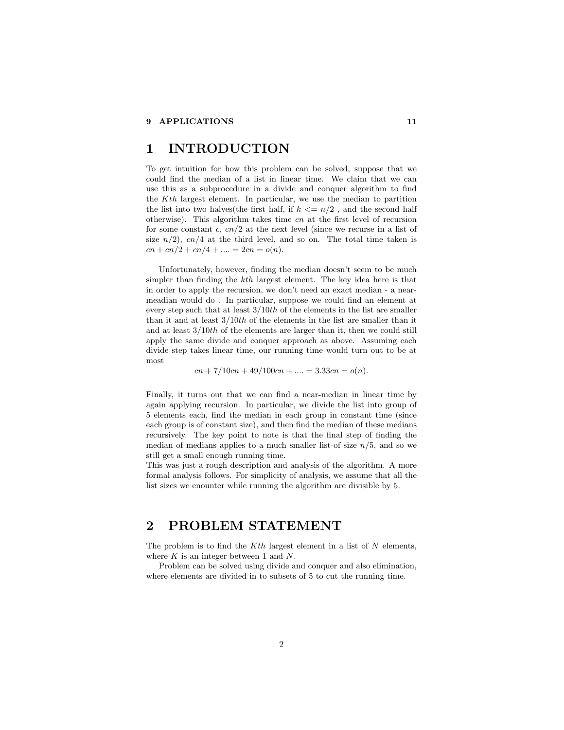# 1 INTRODUCTION

To get intuition for how this problem can be solved, suppose that we could find the median of a list in linear time. We claim that we can use this as a subprocedure in a divide and conquer algorithm to find the $Kth$ largest element. In particular, we use the median to partition the list into two halves(the first half, if $k <= n/2$ , and the second half otherwise). This algorithm takes time $cn$ at the first level of recursion for some constant $c$, $cn/2$ at the next level (since we recurse in a list of size $n/2$), $cn/4$ at the third level, and so on. The total time taken is $cn + cn/2 + cn/4 + .... = 2cn = o(n)$.

Unfortunately, however, finding the median doesn't seem to be much simpler than finding the $kth$ largest element. The key idea here is that in order to apply the recursion, we don't need an exact median - a near-meadian would do . In particular, suppose we could find an element at every step such that at least $3/10th$ of the elements in the list are smaller than it and at least $3/10th$ of the elements in the list are smaller than it and at least $3/10th$ of the elements are larger than it, then we could still apply the same divide and conquer approach as above. Assuming each divide step takes linear time, our running time would turn out to be at most

$$cn + 7/10cn + 49/100cn + .... = 3.33cn = o(n).$$

Finally, it turns out that we can find a near-median in linear time by again applying recursion. In particular, we divide the list into group of 5 elements each, find the median in each group in constant time (since each group is of constant size), and then find the median of these medians recursively. The key point to note is that the final step of finding the median of medians applies to a much smaller list-of size $n/5$, and so we still get a small enough running time.
This was just a rough description and analysis of the algorithm. A more formal analysis follows. For simplicity of analysis, we assume that all the list sizes we enounter while running the algorithm are divisible by 5.

# 2 PROBLEM STATEMENT

The problem is to find the $Kth$ largest element in a list of $N$ elements, where $K$ is an integer between 1 and $N$.

Problem can be solved using divide and conquer and also elimination, where elements are divided in to subsets of 5 to cut the running time.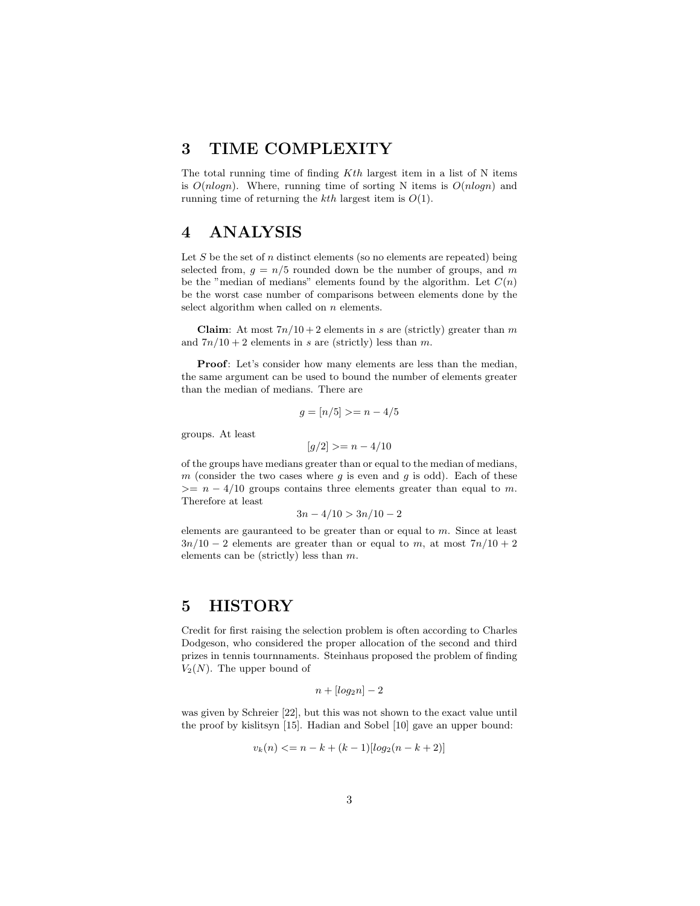# 3 TIME COMPLEXITY

The total running time of finding $Kth$ largest item in a list of N items is $O(nlogn)$. Where, running time of sorting N items is $O(nlogn)$ and running time of returning the $kth$ largest item is $O(1)$.

# 4 ANALYSIS

Let $S$ be the set of $n$ distinct elements (so no elements are repeated) being selected from, $g = n/5$ rounded down be the number of groups, and $m$ be the "median of medians" elements found by the algorithm. Let $C(n)$ be the worst case number of comparisons between elements done by the select algorithm when called on $n$ elements.

**Claim**: At most $7n/10 + 2$ elements in $s$ are (strictly) greater than $m$ and $7n/10 + 2$ elements in $s$ are (strictly) less than $m$.

**Proof**: Let's consider how many elements are less than the median, the same argument can be used to bound the number of elements greater than the median of medians. There are

$$g = [n/5] >= n - 4/5$$

groups. At least

$$[g/2] >= n - 4/10$$

of the groups have medians greater than or equal to the median of medians, $m$ (consider the two cases where $g$ is even and $g$ is odd). Each of these $>= n - 4/10$ groups contains three elements greater than equal to $m$. Therefore at least

$$3n - 4/10 > 3n/10 - 2$$

elements are gauranteed to be greater than or equal to $m$. Since at least $3n/10 - 2$ elements are greater than or equal to $m$, at most $7n/10 + 2$ elements can be (strictly) less than $m$.

# 5 HISTORY

Credit for first raising the selection problem is often according to Charles Dodgeson, who considered the proper allocation of the second and third prizes in tennis tournnaments. Steinhaus proposed the problem of finding $V_2(N)$. The upper bound of

$$n + [log_2 n] - 2$$

was given by Schreier [22], but this was not shown to the exact value until the proof by kislitsyn [15]. Hadian and Sobel [10] gave an upper bound:

$$v_k(n) <= n - k + (k-1)[log_2(n - k + 2)]$$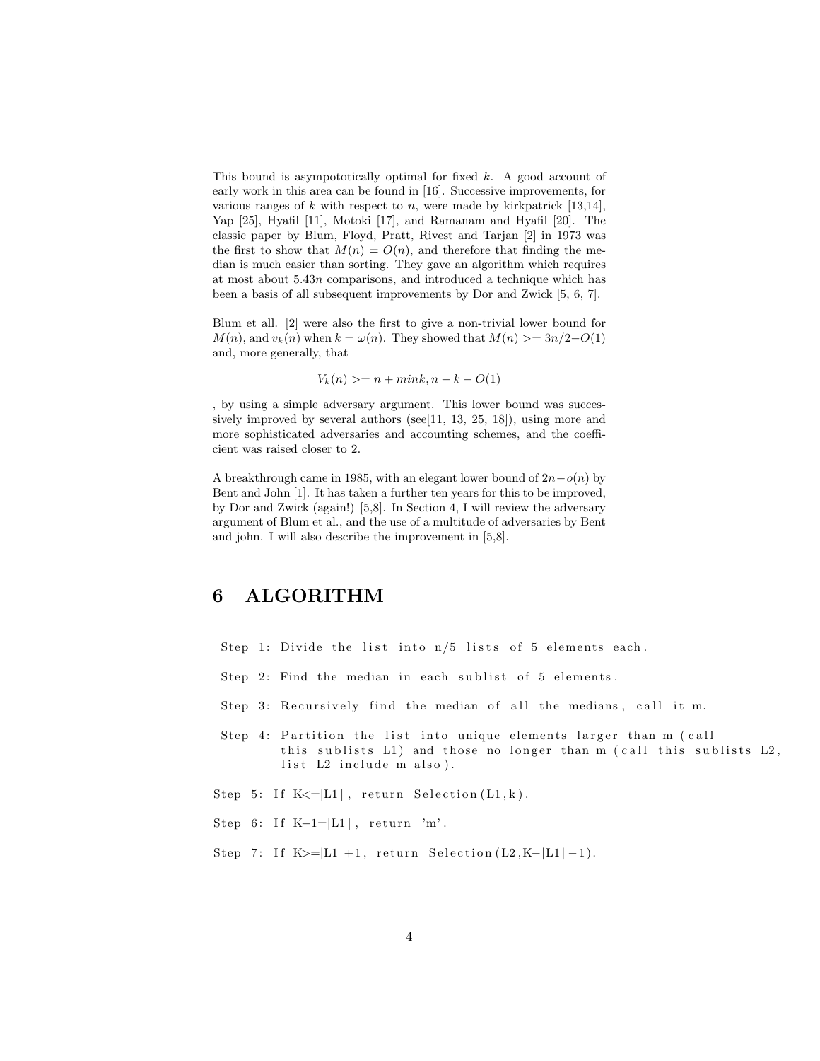This bound is asympototically optimal for fixed $k$. A good account of early work in this area can be found in [16]. Successive improvements, for various ranges of $k$ with respect to $n$, were made by kirkpatrick [13,14], Yap [25], Hyafil [11], Motoki [17], and Ramanam and Hyafil [20]. The classic paper by Blum, Floyd, Pratt, Rivest and Tarjan [2] in 1973 was the first to show that $M(n) = O(n)$, and therefore that finding the median is much easier than sorting. They gave an algorithm which requires at most about $5.43n$ comparisons, and introduced a technique which has been a basis of all subsequent improvements by Dor and Zwick [5, 6, 7].

Blum et all. [2] were also the first to give a non-trivial lower bound for $M(n)$, and $v_k(n)$ when $k = \omega(n)$. They showed that $M(n) >= 3n/2 - O(1)$ and, more generally, that

$$V_k(n) >= n + mink, n - k - O(1)$$

, by using a simple adversary argument. This lower bound was successively improved by several authors (see[11, 13, 25, 18]), using more and more sophisticated adversaries and accounting schemes, and the coefficient was raised closer to 2.

A breakthrough came in 1985, with an elegant lower bound of $2n - o(n)$ by Bent and John [1]. It has taken a further ten years for this to be improved, by Dor and Zwick (again!) [5,8]. In Section 4, I will review the adversary argument of Blum et al., and the use of a multitude of adversaries by Bent and john. I will also describe the improvement in [5,8].

## 6 ALGORITHM

```
 Step 1: Divide the list into n/5 lists of 5 elements each.

 Step 2: Find the median in each sublist of 5 elements.

 Step 3: Recursively find the median of all the medians, call it m.

 Step 4: Partition the list into unique elements larger than m (call
         this sublists L1) and those no longer than m (call this sublists L2,
         list L2 include m also).

Step 5: If K<=|L1|, return Selection(L1,k).

Step 6: If K-1=|L1|, return 'm'.

Step 7: If K>=|L1|+1, return Selection(L2,K-|L1|-1).
```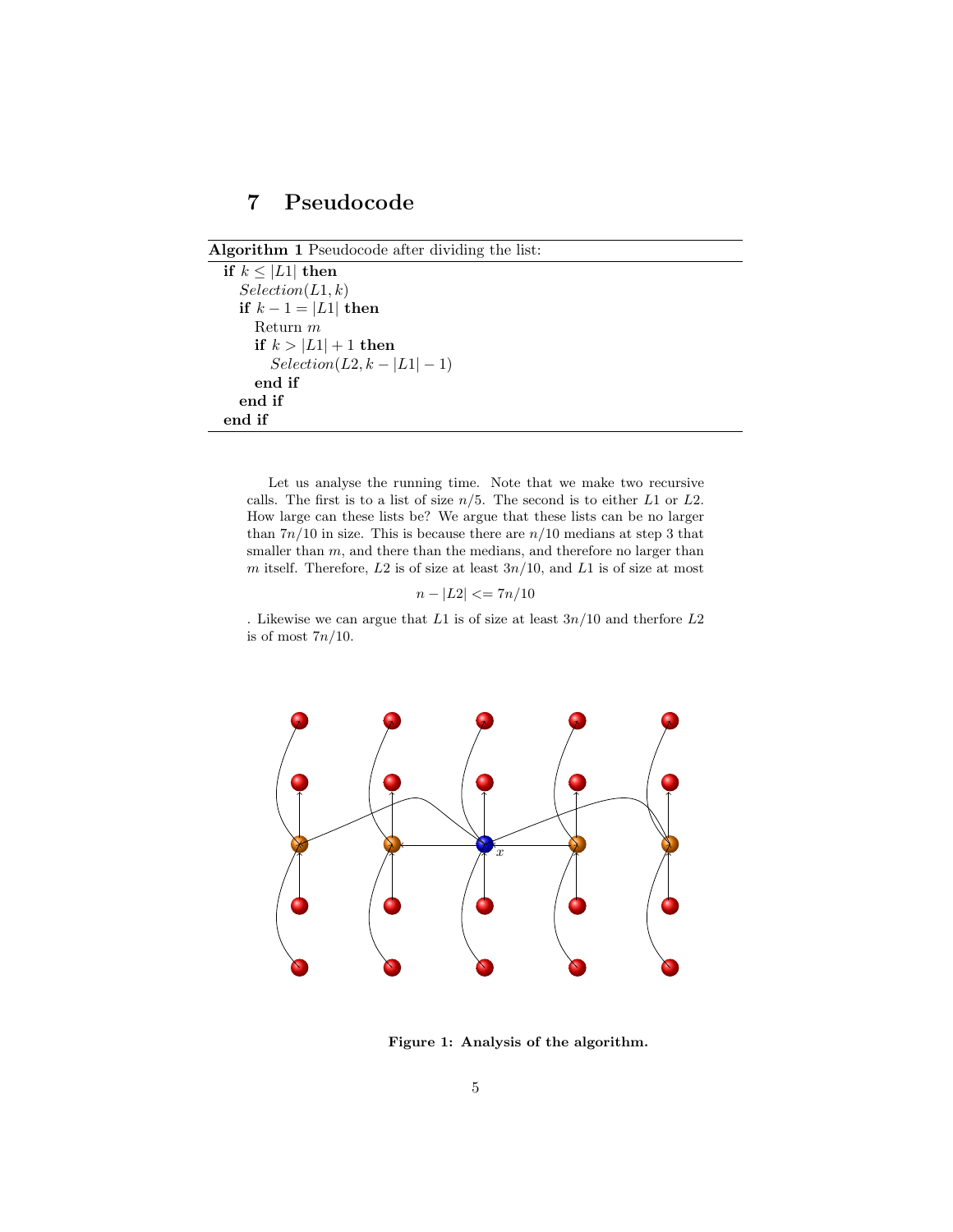## 7 Pseudocode

**Algorithm 1** Pseudocode after dividing the list:

```
if k ≤ |L1| then
    Selection(L1, k)
    if k − 1 = |L1| then
        Return m
        if k > |L1| + 1 then
            Selection(L2, k − |L1| − 1)
        end if
    end if
end if
```

Let us analyse the running time. Note that we make two recursive calls. The first is to a list of size $n/5$. The second is to either $L1$ or $L2$. How large can these lists be? We argue that these lists can be no larger than $7n/10$ in size. This is because there are $n/10$ medians at step 3 that smaller than $m$, and there than the medians, and therefore no larger than $m$ itself. Therefore, $L2$ is of size at least $3n/10$, and $L1$ is of size at most

$$n - |L2| <= 7n/10$$

. Likewise we can argue that $L1$ is of size at least $3n/10$ and therfore $L2$ is of most $7n/10$.

**Figure 1: Analysis of the algorithm.**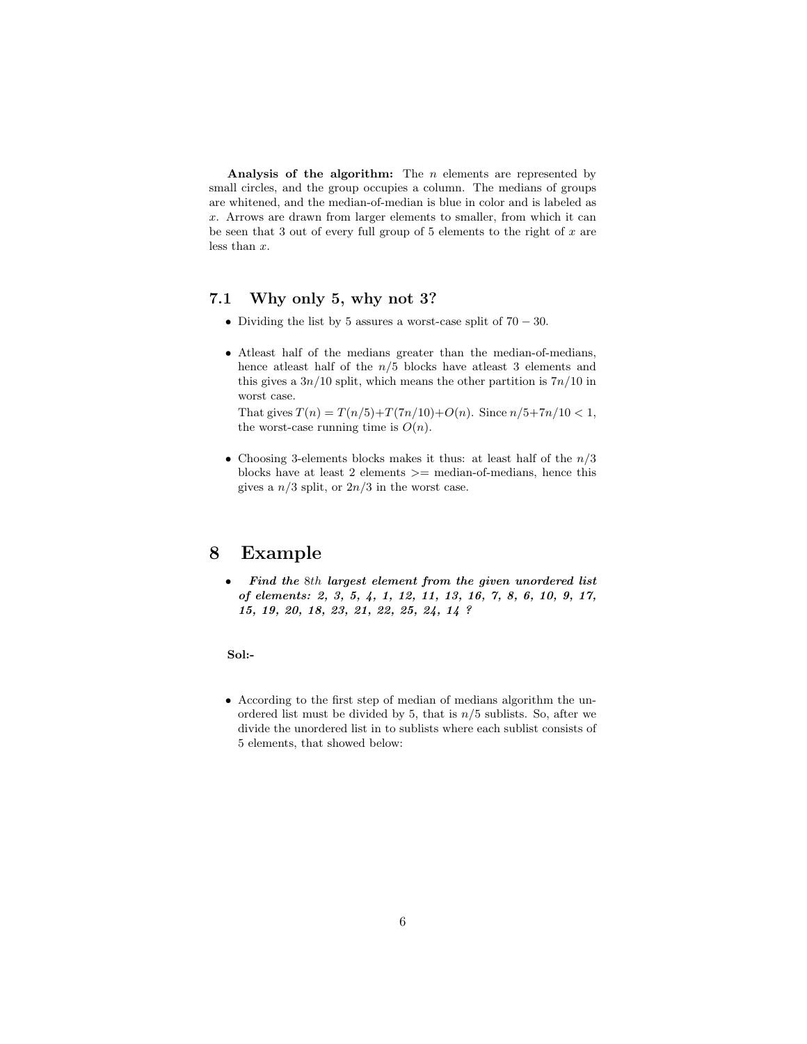**Analysis of the algorithm:** The $n$ elements are represented by small circles, and the group occupies a column. The medians of groups are whitened, and the median-of-median is blue in color and is labeled as $x$. Arrows are drawn from larger elements to smaller, from which it can be seen that 3 out of every full group of 5 elements to the right of $x$ are less than $x$.

### 7.1 Why only 5, why not 3?

- Dividing the list by 5 assures a worst-case split of $70-30$.

- Atleast half of the medians greater than the median-of-medians, hence atleast half of the $n/5$ blocks have atleast 3 elements and this gives a $3n/10$ split, which means the other partition is $7n/10$ in worst case.

  That gives $T(n) = T(n/5)+T(7n/10)+O(n)$. Since $n/5+7n/10 < 1$, the worst-case running time is $O(n)$.

- Choosing 3-elements blocks makes it thus: at least half of the $n/3$ blocks have at least 2 elements >= median-of-medians, hence this gives a $n/3$ split, or $2n/3$ in the worst case.

## 8 Example

- ***Find the** 8th **largest element from the given unordered list of elements: 2, 3, 5, 4, 1, 12, 11, 13, 16, 7, 8, 6, 10, 9, 17, 15, 19, 20, 18, 23, 21, 22, 25, 24, 14 ?***

**Sol:-**

- According to the first step of median of medians algorithm the unordered list must be divided by 5, that is $n/5$ sublists. So, after we divide the unordered list in to sublists where each sublist consists of 5 elements, that showed below: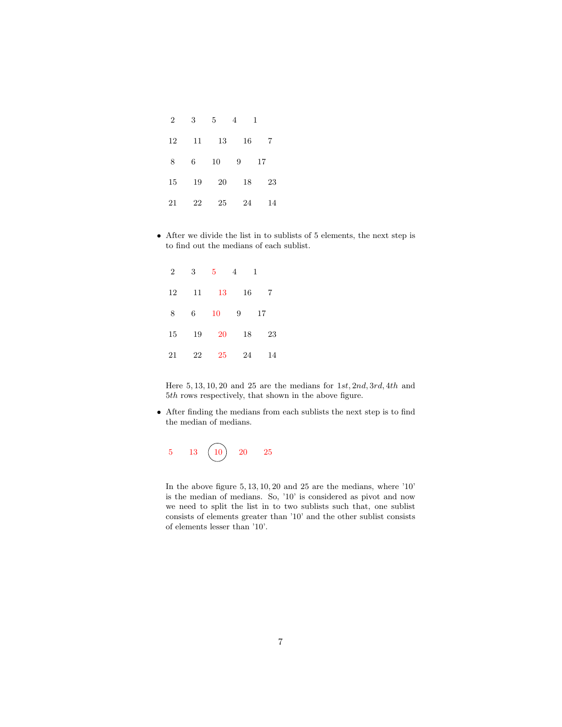| | | | | |
|---|---|---|---|---|
| 2 | 3 | 5 | 4 | 1 |
| 12 | 11 | 13 | 16 | 7 |
| 8 | 6 | 10 | 9 | 17 |
| 15 | 19 | 20 | 18 | 23 |
| 21 | 22 | 25 | 24 | 14 |

- After we divide the list in to sublists of 5 elements, the next step is to find out the medians of each sublist.

| | | | | |
|---|---|---|---|---|
| 2 | 3 | 5 | 4 | 1 |
| 12 | 11 | 13 | 16 | 7 |
| 8 | 6 | 10 | 9 | 17 |
| 15 | 19 | 20 | 18 | 23 |
| 21 | 22 | 25 | 24 | 14 |

Here $5, 13, 10, 20$ and $25$ are the medians for $1st, 2nd, 3rd, 4th$ and $5th$ rows respectively, that shown in the above figure.

- After finding the medians from each sublists the next step is to find the median of medians.

5 13 (10) 20 25

In the above figure $5, 13, 10, 20$ and $25$ are the medians, where '10' is the median of medians. So, '10' is considered as pivot and now we need to split the list in to two sublists such that, one sublist consists of elements greater than '10' and the other sublist consists of elements lesser than '10'.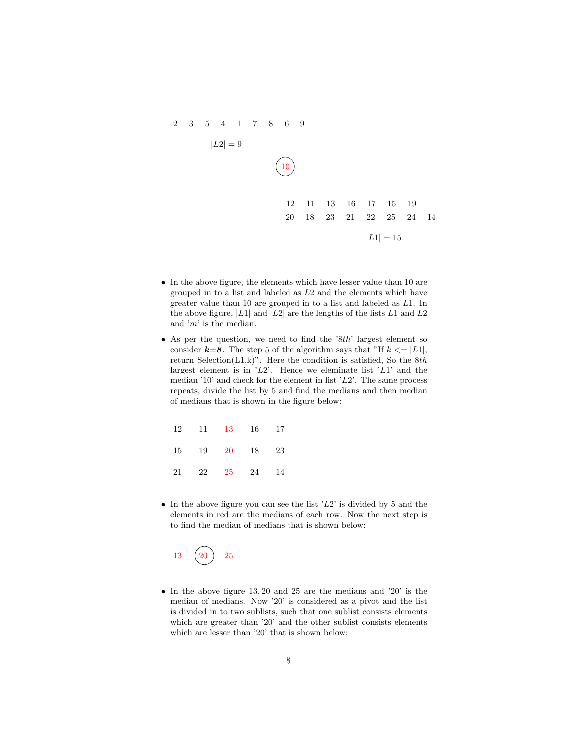2 3 5 4 1 7 8 6 9

$|L2| = 9$

(10)

12 11 13 16 17 15 19
20 18 23 21 22 25 24 14

$|L1| = 15$

- In the above figure, the elements which have lesser value than 10 are grouped in to a list and labeled as $L2$ and the elements which have greater value than 10 are grouped in to a list and labeled as $L1$. In the above figure, $|L1|$ and $|L2|$ are the lengths of the lists $L1$ and $L2$ and '$m$' is the median.
- As per the question, we need to find the '$8th$' largest element so consider ***k=8***. The step 5 of the algorithm says that "If $k <= |L1|$, return Selection(L1,k)". Here the condition is satisfied, So the $8th$ largest element is in '$L2$'. Hence we eleminate list '$L1$' and the median '10' and check for the element in list '$L2$'. The same process repeats, divide the list by 5 and find the medians and then median of medians that is shown in the figure below:

| | | | | |
|---|---|---|---|---|
| 12 | 11 | 13 | 16 | 17 |
| 15 | 19 | 20 | 18 | 23 |
| 21 | 22 | 25 | 24 | 14 |

- In the above figure you can see the list '$L2$' is divided by 5 and the elements in red are the medians of each row. Now the next step is to find the median of medians that is shown below:

13 (20) 25

- In the above figure $13, 20$ and 25 are the medians and '20' is the median of medians. Now '20' is considered as a pivot and the list is divided in to two sublists, such that one sublist consists elements which are greater than '20' and the other sublist consists elements which are lesser than '20' that is shown below: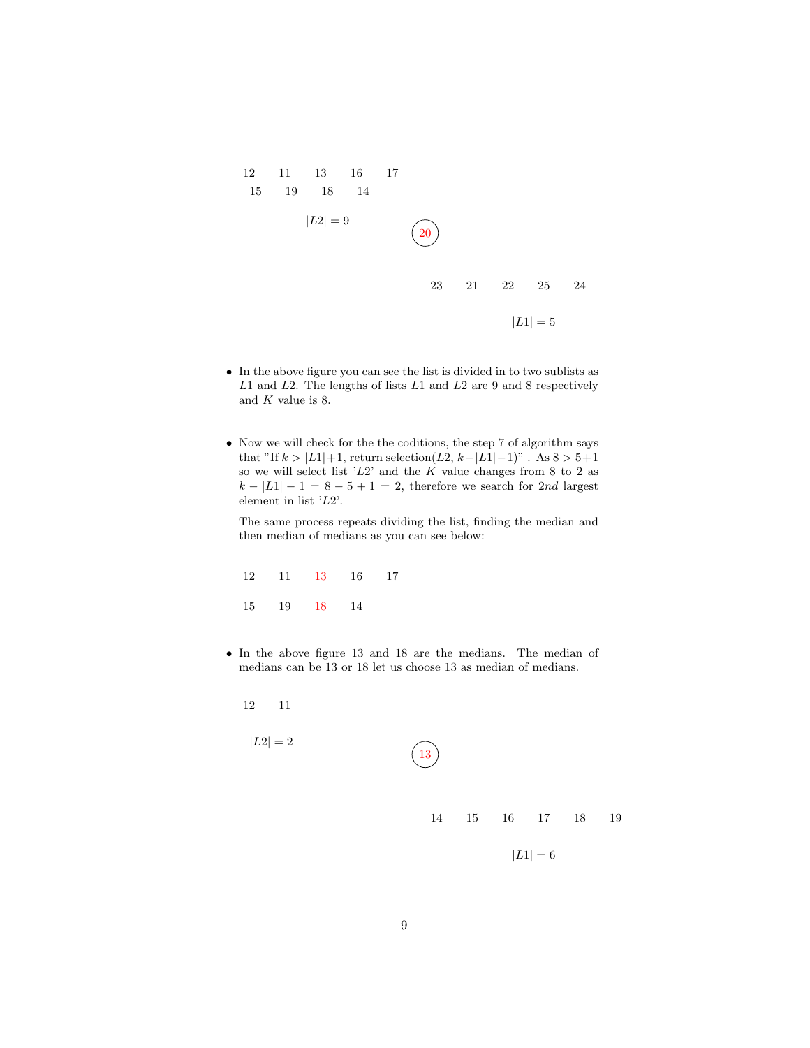12 11 13 16 17

15 19 18 14

$|L2| = 9$

20

23 21 22 25 24

$|L1| = 5$

- In the above figure you can see the list is divided in to two sublists as $L1$ and $L2$. The lengths of lists $L1$ and $L2$ are 9 and 8 respectively and $K$ value is 8.

- Now we will check for the the coditions, the step 7 of algorithm says that "If $k > |L1|+1$, return selection($L2$, $k-|L1|-1$)" . As $8 > 5+1$ so we will select list '$L2$' and the $K$ value changes from 8 to 2 as $k - |L1| - 1 = 8 - 5 + 1 = 2$, therefore we search for $2nd$ largest element in list '$L2$'.

  The same process repeats dividing the list, finding the median and then median of medians as you can see below:

12 11 13 16 17

15 19 18 14

- In the above figure 13 and 18 are the medians. The median of medians can be 13 or 18 let us choose 13 as median of medians.

12 11

$|L2| = 2$

13

14 15 16 17 18 19

$|L1| = 6$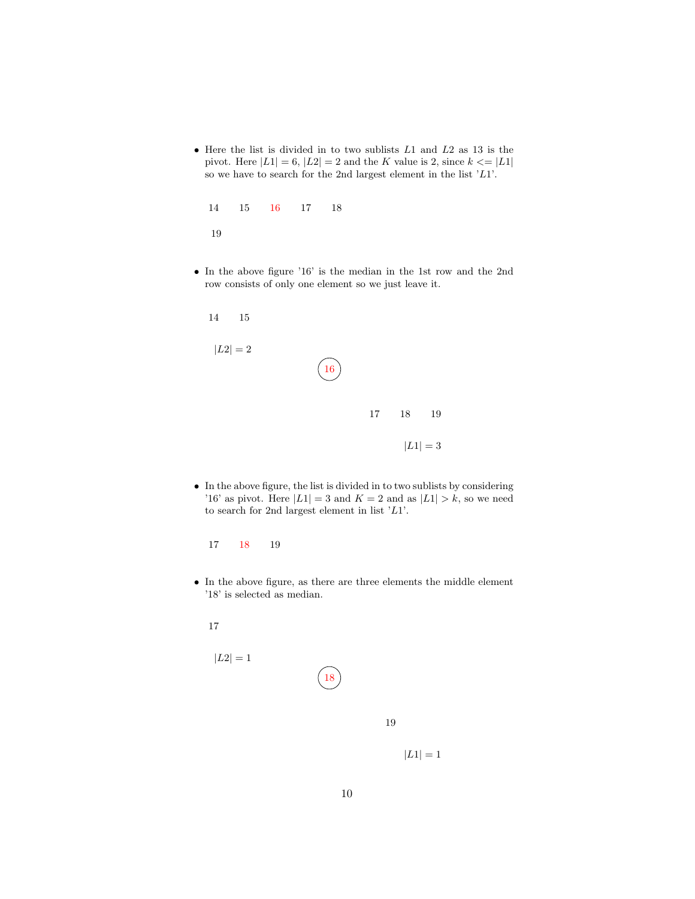- Here the list is divided in to two sublists $L1$ and $L2$ as 13 is the pivot. Here $|L1| = 6$, $|L2| = 2$ and the $K$ value is 2, since $k <= |L1|$ so we have to search for the 2nd largest element in the list '$L1$'.

14 15 16 17 18

19

- In the above figure '16' is the median in the 1st row and the 2nd row consists of only one element so we just leave it.

14 15

$|L2| = 2$

16

17 18 19

$|L1| = 3$

- In the above figure, the list is divided in to two sublists by considering '16' as pivot. Here $|L1| = 3$ and $K = 2$ and as $|L1| > k$, so we need to search for 2nd largest element in list '$L1$'.

17 18 19

- In the above figure, as there are three elements the middle element '18' is selected as median.

17

$|L2| = 1$

18

19

$|L1| = 1$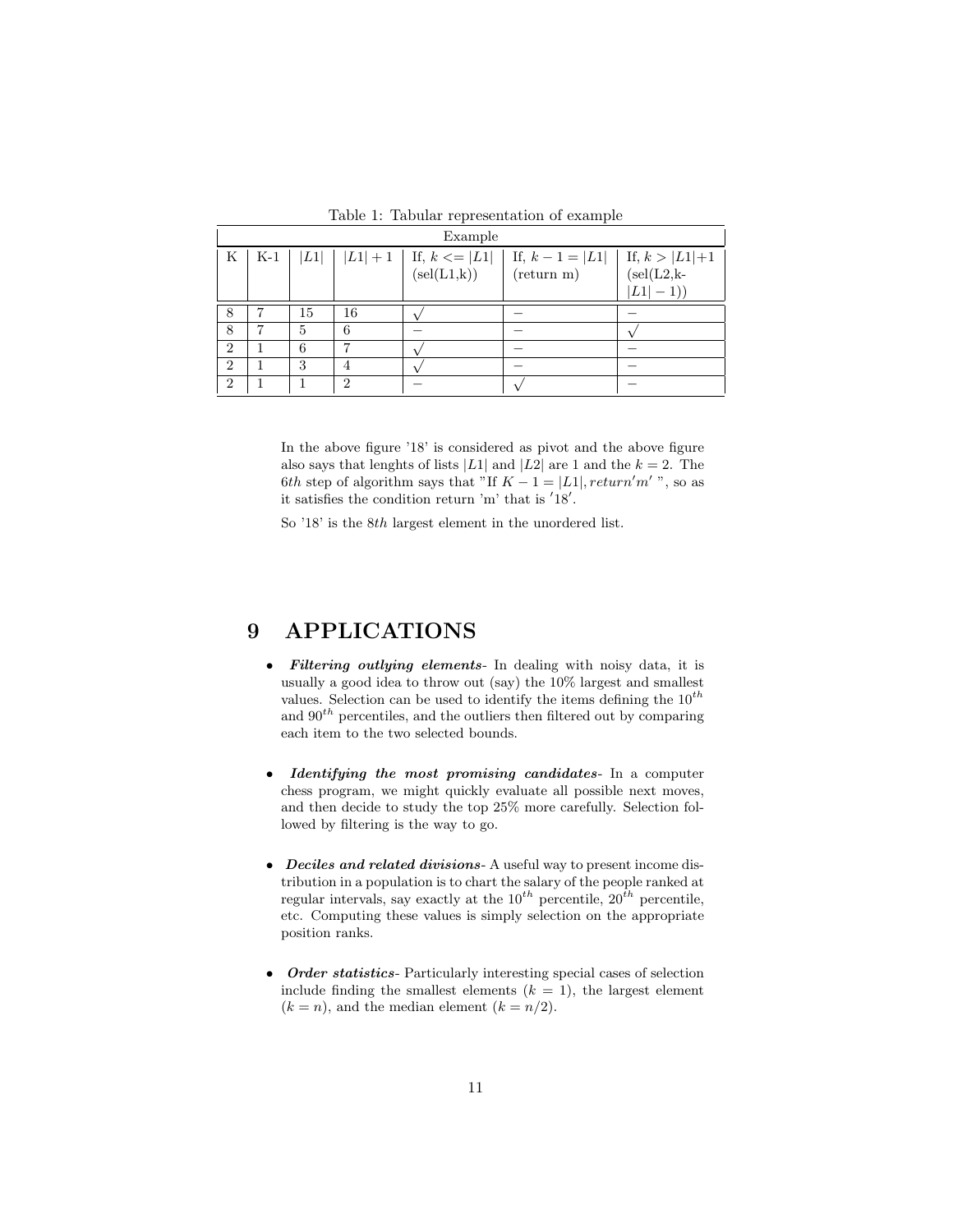Table 1: Tabular representation of example

| Example | | | | | | |
|---|---|---|---|---|---|---|
| K | K-1 | $\|L1\|$ | $\|L1\|+1$ | If, $k <= \|L1\|$ (sel(L1,k)) | If, $k-1 = \|L1\|$ (return m) | If, $k > \|L1\|+1$ (sel(L2,k-$\|L1\|-1$)) |
| 8 | 7 | 15 | 16 | $\surd$ | $-$ | $-$ |
| 8 | 7 | 5 | 6 | $-$ | $-$ | $\surd$ |
| 2 | 1 | 6 | 7 | $\surd$ | $-$ | $-$ |
| 2 | 1 | 3 | 4 | $\surd$ | $-$ | $-$ |
| 2 | 1 | 1 | 2 | $-$ | $\surd$ | $-$ |

In the above figure '18' is considered as pivot and the above figure also says that lenghts of lists $|L1|$ and $|L2|$ are 1 and the $k = 2$. The $6th$ step of algorithm says that "If $K - 1 = |L1|, return'm'$ ", so as it satisfies the condition return 'm' that is $'18'$.

So '18' is the $8th$ largest element in the unordered list.

# 9 APPLICATIONS

- ***Filtering outlying elements***- In dealing with noisy data, it is usually a good idea to throw out (say) the 10% largest and smallest values. Selection can be used to identify the items defining the $10^{th}$ and $90^{th}$ percentiles, and the outliers then filtered out by comparing each item to the two selected bounds.

- ***Identifying the most promising candidates***- In a computer chess program, we might quickly evaluate all possible next moves, and then decide to study the top 25% more carefully. Selection followed by filtering is the way to go.

- ***Deciles and related divisions***- A useful way to present income distribution in a population is to chart the salary of the people ranked at regular intervals, say exactly at the $10^{th}$ percentile, $20^{th}$ percentile, etc. Computing these values is simply selection on the appropriate position ranks.

- ***Order statistics***- Particularly interesting special cases of selection include finding the smallest elements ($k = 1$), the largest element ($k = n$), and the median element ($k = n/2$).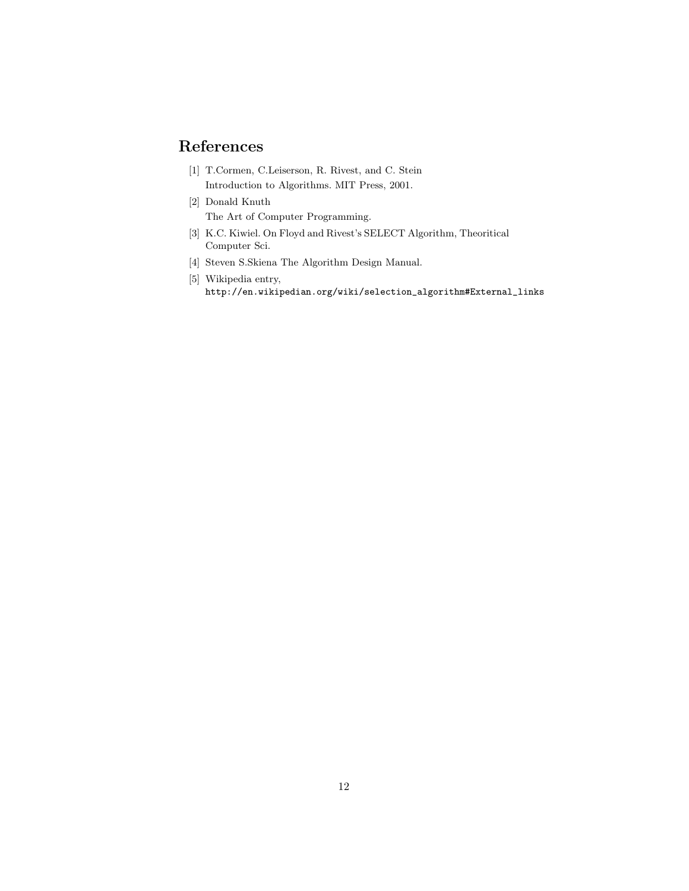## References

[1] T.Cormen, C.Leiserson, R. Rivest, and C. Stein
Introduction to Algorithms. MIT Press, 2001.

[2] Donald Knuth
The Art of Computer Programming.

[3] K.C. Kiwiel. On Floyd and Rivest's SELECT Algorithm, Theoritical Computer Sci.

[4] Steven S.Skiena The Algorithm Design Manual.

[5] Wikipedia entry,
`http://en.wikipedian.org/wiki/selection_algorithm#External_links`